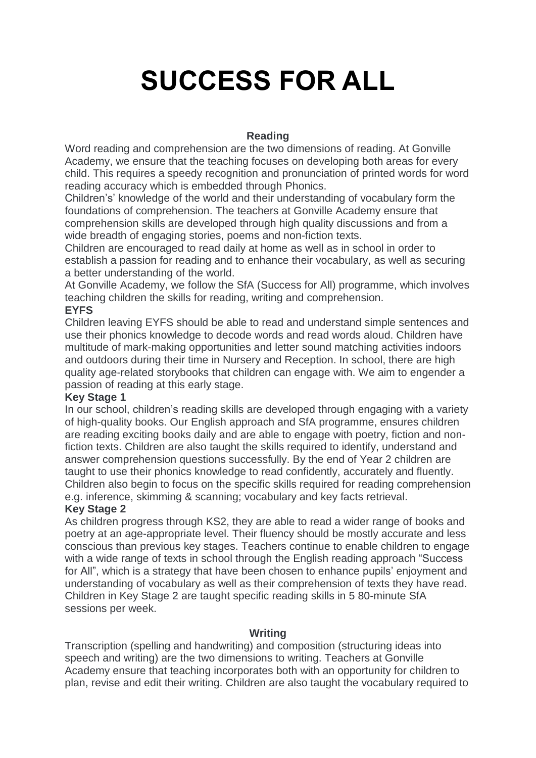# SUCCESS FOR ALL

## Reading

Word reading and comprehension are the two dimensions of reading. At Gonville Academy, we ensure that the teaching focuses on developing both areas for every child. This requires a speedy recognition and pronunciation of printed words for word reading accuracy which is embedded through Phonics.

Children's' knowledge of the world and their understanding of vocabulary form the foundations of comprehension. The teachers at Gonville Academy ensure that comprehension skills are developed through high quality discussions and from a wide breadth of engaging stories, poems and non-fiction texts.

Children are encouraged to read daily at home as well as in school in order to establish a passion for reading and to enhance their vocabulary, as well as securing a better understanding of the world.

At Gonville Academy, we follow the SfA (Success for All) programme, which involves teaching children the skills for reading, writing and comprehension.

**EYFS**

Children leaving EYFS should be able to read and understand simple sentences and use their phonics knowledge to decode words and read words aloud. Children have multitude of mark-making opportunities and letter sound matching activities indoors and outdoors during their time in Nursery and Reception. In school, there are high quality age-related storybooks that children can engage with. We aim to engender a passion of reading at this early stage.

**Key Stage 1**

In our school, children's reading skills are developed through engaging with a variety of high-quality books. Our English approach and SfA programme, ensures children are reading exciting books daily and are able to engage with poetry, fiction and non-fiction texts. Children are also taught the skills required to identify, understand and answer comprehension questions successfully. By the end of Year 2 children are taught to use their phonics knowledge to read confidently, accurately and fluently. Children also begin to focus on the specific skills required for reading comprehension e.g. inference, skimming & scanning; vocabulary and key facts retrieval.

**Key Stage 2**

As children progress through KS2, they are able to read a wider range of books and poetry at an age-appropriate level. Their fluency should be mostly accurate and less conscious than previous key stages. Teachers continue to enable children to engage with a wide range of texts in school through the English reading approach "Success for All", which is a strategy that have been chosen to enhance pupils' enjoyment and understanding of vocabulary as well as their comprehension of texts they have read. Children in Key Stage 2 are taught specific reading skills in 5 80-minute SfA sessions per week.

## Writing

Transcription (spelling and handwriting) and composition (structuring ideas into speech and writing) are the two dimensions to writing. Teachers at Gonville Academy ensure that teaching incorporates both with an opportunity for children to plan, revise and edit their writing. Children are also taught the vocabulary required to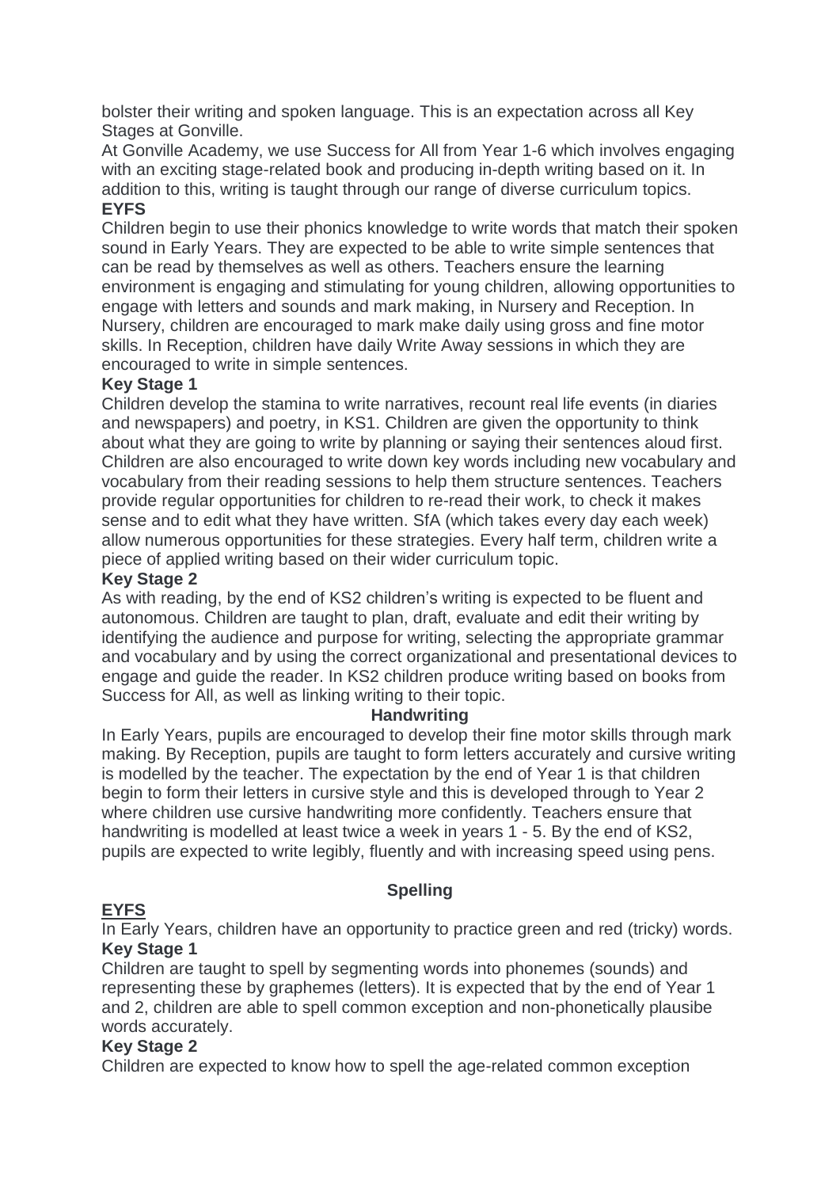bolster their writing and spoken language. This is an expectation across all Key Stages at Gonville.

At Gonville Academy, we use Success for All from Year 1-6 which involves engaging with an exciting stage-related book and producing in-depth writing based on it. In addition to this, writing is taught through our range of diverse curriculum topics.

**EYFS**

Children begin to use their phonics knowledge to write words that match their spoken sound in Early Years. They are expected to be able to write simple sentences that can be read by themselves as well as others. Teachers ensure the learning environment is engaging and stimulating for young children, allowing opportunities to engage with letters and sounds and mark making, in Nursery and Reception. In Nursery, children are encouraged to mark make daily using gross and fine motor skills. In Reception, children have daily Write Away sessions in which they are encouraged to write in simple sentences.

**Key Stage 1**

Children develop the stamina to write narratives, recount real life events (in diaries and newspapers) and poetry, in KS1. Children are given the opportunity to think about what they are going to write by planning or saying their sentences aloud first. Children are also encouraged to write down key words including new vocabulary and vocabulary from their reading sessions to help them structure sentences. Teachers provide regular opportunities for children to re-read their work, to check it makes sense and to edit what they have written. SfA (which takes every day each week) allow numerous opportunities for these strategies. Every half term, children write a piece of applied writing based on their wider curriculum topic.

**Key Stage 2**

As with reading, by the end of KS2 children's writing is expected to be fluent and autonomous. Children are taught to plan, draft, evaluate and edit their writing by identifying the audience and purpose for writing, selecting the appropriate grammar and vocabulary and by using the correct organizational and presentational devices to engage and guide the reader. In KS2 children produce writing based on books from Success for All, as well as linking writing to their topic.

**Handwriting**

In Early Years, pupils are encouraged to develop their fine motor skills through mark making. By Reception, pupils are taught to form letters accurately and cursive writing is modelled by the teacher. The expectation by the end of Year 1 is that children begin to form their letters in cursive style and this is developed through to Year 2 where children use cursive handwriting more confidently. Teachers ensure that handwriting is modelled at least twice a week in years 1 - 5. By the end of KS2, pupils are expected to write legibly, fluently and with increasing speed using pens.

**Spelling**

**EYFS**

In Early Years, children have an opportunity to practice green and red (tricky) words.

**Key Stage 1**

Children are taught to spell by segmenting words into phonemes (sounds) and representing these by graphemes (letters). It is expected that by the end of Year 1 and 2, children are able to spell common exception and non-phonetically plausibe words accurately.

**Key Stage 2**

Children are expected to know how to spell the age-related common exception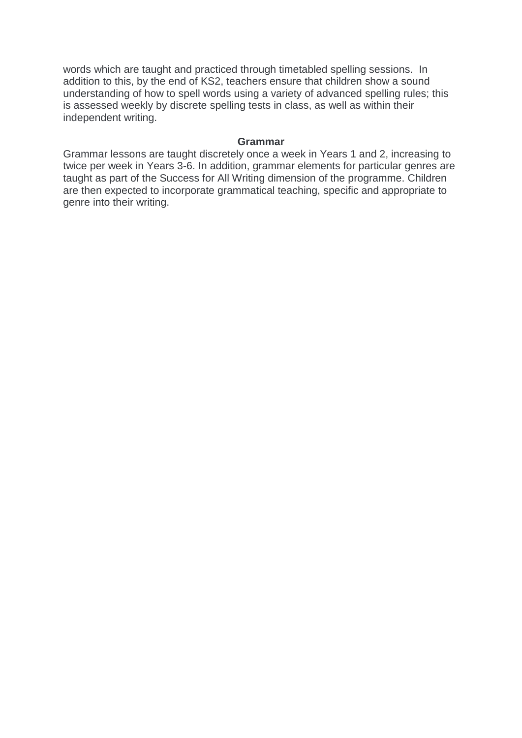words which are taught and practiced through timetabled spelling sessions. In addition to this, by the end of KS2, teachers ensure that children show a sound understanding of how to spell words using a variety of advanced spelling rules; this is assessed weekly by discrete spelling tests in class, as well as within their independent writing.

**Grammar**

Grammar lessons are taught discretely once a week in Years 1 and 2, increasing to twice per week in Years 3-6. In addition, grammar elements for particular genres are taught as part of the Success for All Writing dimension of the programme. Children are then expected to incorporate grammatical teaching, specific and appropriate to genre into their writing.